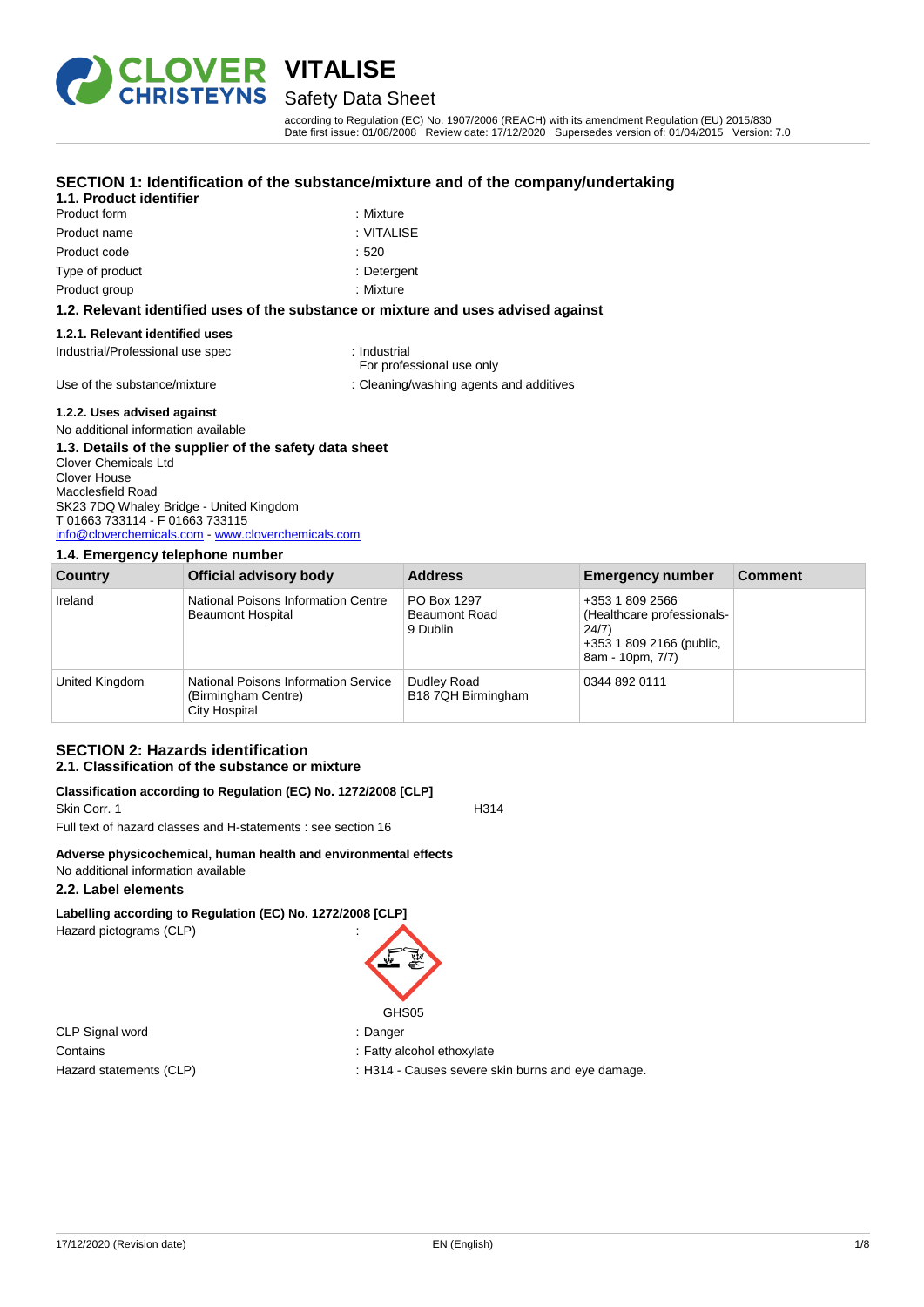# VITALISE

## Safety Data Sheet

according to Regulation (EC) No. 1907/2006 (REACH) with its amendment Regulation (EU) 2015/830
Date first issue: 01/08/2008 Review date: 17/12/2020 Supersedes version of: 01/04/2015 Version: 7.0

## SECTION 1: Identification of the substance/mixture and of the company/undertaking

### 1.1. Product identifier

| | |
|---|---|
| Product form | : Mixture |
| Product name | : VITALISE |
| Product code | : 520 |
| Type of product | : Detergent |
| Product group | : Mixture |

### 1.2. Relevant identified uses of the substance or mixture and uses advised against

#### 1.2.1. Relevant identified uses

| | |
|---|---|
| Industrial/Professional use spec | : Industrial<br>For professional use only |
| Use of the substance/mixture | : Cleaning/washing agents and additives |

#### 1.2.2. Uses advised against

No additional information available

### 1.3. Details of the supplier of the safety data sheet

Clover Chemicals Ltd
Clover House
Macclesfield Road
SK23 7DQ Whaley Bridge - United Kingdom
T 01663 733114 - F 01663 733115
info@cloverchemicals.com - www.cloverchemicals.com

### 1.4. Emergency telephone number

| Country | Official advisory body | Address | Emergency number | Comment |
|---|---|---|---|---|
| Ireland | National Poisons Information Centre Beaumont Hospital | PO Box 1297 Beaumont Road 9 Dublin | +353 1 809 2566 (Healthcare professionals-24/7) +353 1 809 2166 (public, 8am - 10pm, 7/7) | |
| United Kingdom | National Poisons Information Service (Birmingham Centre) City Hospital | Dudley Road B18 7QH Birmingham | 0344 892 0111 | |

## SECTION 2: Hazards identification

### 2.1. Classification of the substance or mixture

**Classification according to Regulation (EC) No. 1272/2008 [CLP]**

Skin Corr. 1 H314

Full text of hazard classes and H-statements : see section 16

**Adverse physicochemical, human health and environmental effects**

No additional information available

### 2.2. Label elements

**Labelling according to Regulation (EC) No. 1272/2008 [CLP]**

Hazard pictograms (CLP) :

GHS05

| | |
|---|---|
| CLP Signal word | : Danger |
| Contains | : Fatty alcohol ethoxylate |
| Hazard statements (CLP) | : H314 - Causes severe skin burns and eye damage. |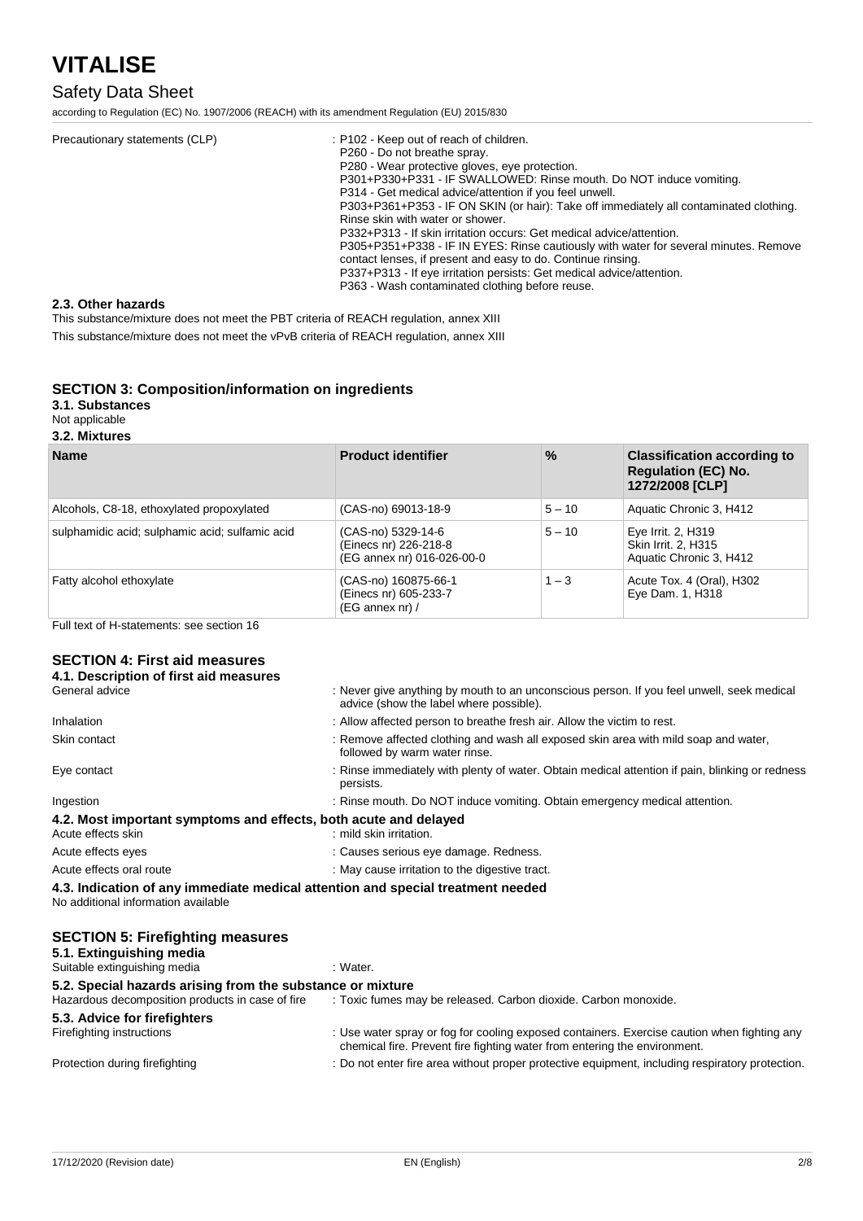Precautionary statements (CLP) : P102 - Keep out of reach of children.
P260 - Do not breathe spray.
P280 - Wear protective gloves, eye protection.
P301+P330+P331 - IF SWALLOWED: Rinse mouth. Do NOT induce vomiting.
P314 - Get medical advice/attention if you feel unwell.
P303+P361+P353 - IF ON SKIN (or hair): Take off immediately all contaminated clothing. Rinse skin with water or shower.
P332+P313 - If skin irritation occurs: Get medical advice/attention.
P305+P351+P338 - IF IN EYES: Rinse cautiously with water for several minutes. Remove contact lenses, if present and easy to do. Continue rinsing.
P337+P313 - If eye irritation persists: Get medical advice/attention.
P363 - Wash contaminated clothing before reuse.

### 2.3. Other hazards

This substance/mixture does not meet the PBT criteria of REACH regulation, annex XIII

This substance/mixture does not meet the vPvB criteria of REACH regulation, annex XIII

## SECTION 3: Composition/information on ingredients

### 3.1. Substances

Not applicable

### 3.2. Mixtures

| Name | Product identifier | % | Classification according to Regulation (EC) No. 1272/2008 [CLP] |
|---|---|---|---|
| Alcohols, C8-18, ethoxylated propoxylated | (CAS-no) 69013-18-9 | 5 – 10 | Aquatic Chronic 3, H412 |
| sulphamidic acid; sulphamic acid; sulfamic acid | (CAS-no) 5329-14-6<br>(Einecs nr) 226-218-8<br>(EG annex nr) 016-026-00-0 | 5 – 10 | Eye Irrit. 2, H319<br>Skin Irrit. 2, H315<br>Aquatic Chronic 3, H412 |
| Fatty alcohol ethoxylate | (CAS-no) 160875-66-1<br>(Einecs nr) 605-233-7<br>(EG annex nr) / | 1 – 3 | Acute Tox. 4 (Oral), H302<br>Eye Dam. 1, H318 |

Full text of H-statements: see section 16

## SECTION 4: First aid measures

### 4.1. Description of first aid measures

General advice : Never give anything by mouth to an unconscious person. If you feel unwell, seek medical advice (show the label where possible).

Inhalation : Allow affected person to breathe fresh air. Allow the victim to rest.

Skin contact : Remove affected clothing and wash all exposed skin area with mild soap and water, followed by warm water rinse.

Eye contact : Rinse immediately with plenty of water. Obtain medical attention if pain, blinking or redness persists.

Ingestion : Rinse mouth. Do NOT induce vomiting. Obtain emergency medical attention.

### 4.2. Most important symptoms and effects, both acute and delayed

Acute effects skin : mild skin irritation.

Acute effects eyes : Causes serious eye damage. Redness.

Acute effects oral route : May cause irritation to the digestive tract.

### 4.3. Indication of any immediate medical attention and special treatment needed

No additional information available

## SECTION 5: Firefighting measures

### 5.1. Extinguishing media

Suitable extinguishing media : Water.

### 5.2. Special hazards arising from the substance or mixture

Hazardous decomposition products in case of fire : Toxic fumes may be released. Carbon dioxide. Carbon monoxide.

### 5.3. Advice for firefighters

Firefighting instructions : Use water spray or fog for cooling exposed containers. Exercise caution when fighting any chemical fire. Prevent fire fighting water from entering the environment.

Protection during firefighting : Do not enter fire area without proper protective equipment, including respiratory protection.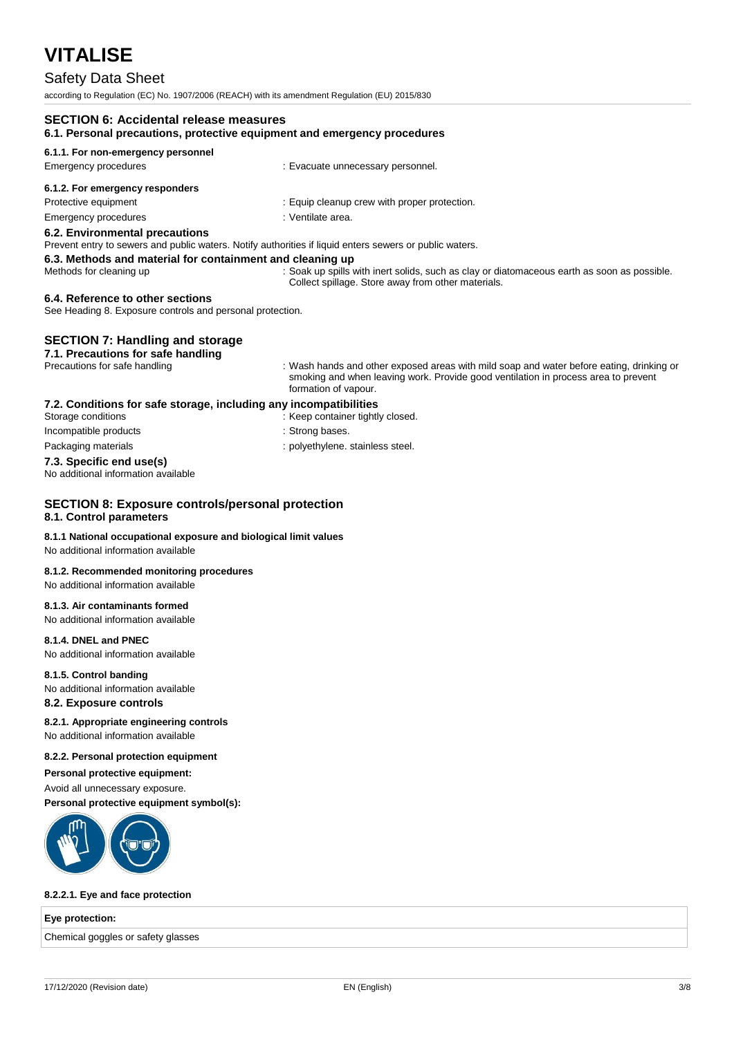## SECTION 6: Accidental release measures

### 6.1. Personal precautions, protective equipment and emergency procedures

#### 6.1.1. For non-emergency personnel

Emergency procedures : Evacuate unnecessary personnel.

#### 6.1.2. For emergency responders

Protective equipment : Equip cleanup crew with proper protection.

Emergency procedures : Ventilate area.

### 6.2. Environmental precautions

Prevent entry to sewers and public waters. Notify authorities if liquid enters sewers or public waters.

### 6.3. Methods and material for containment and cleaning up

Methods for cleaning up : Soak up spills with inert solids, such as clay or diatomaceous earth as soon as possible. Collect spillage. Store away from other materials.

### 6.4. Reference to other sections

See Heading 8. Exposure controls and personal protection.

## SECTION 7: Handling and storage

### 7.1. Precautions for safe handling

Precautions for safe handling : Wash hands and other exposed areas with mild soap and water before eating, drinking or smoking and when leaving work. Provide good ventilation in process area to prevent formation of vapour.

### 7.2. Conditions for safe storage, including any incompatibilities

Storage conditions : Keep container tightly closed.

Incompatible products : Strong bases.

Packaging materials : polyethylene. stainless steel.

### 7.3. Specific end use(s)

No additional information available

## SECTION 8: Exposure controls/personal protection

### 8.1. Control parameters

#### 8.1.1 National occupational exposure and biological limit values

No additional information available

#### 8.1.2. Recommended monitoring procedures

No additional information available

#### 8.1.3. Air contaminants formed

No additional information available

#### 8.1.4. DNEL and PNEC

No additional information available

#### 8.1.5. Control banding

No additional information available

### 8.2. Exposure controls

#### 8.2.1. Appropriate engineering controls

No additional information available

#### 8.2.2. Personal protection equipment

**Personal protective equipment:**

Avoid all unnecessary exposure.

**Personal protective equipment symbol(s):**

#### 8.2.2.1. Eye and face protection

| Eye protection: |
|---|
| Chemical goggles or safety glasses |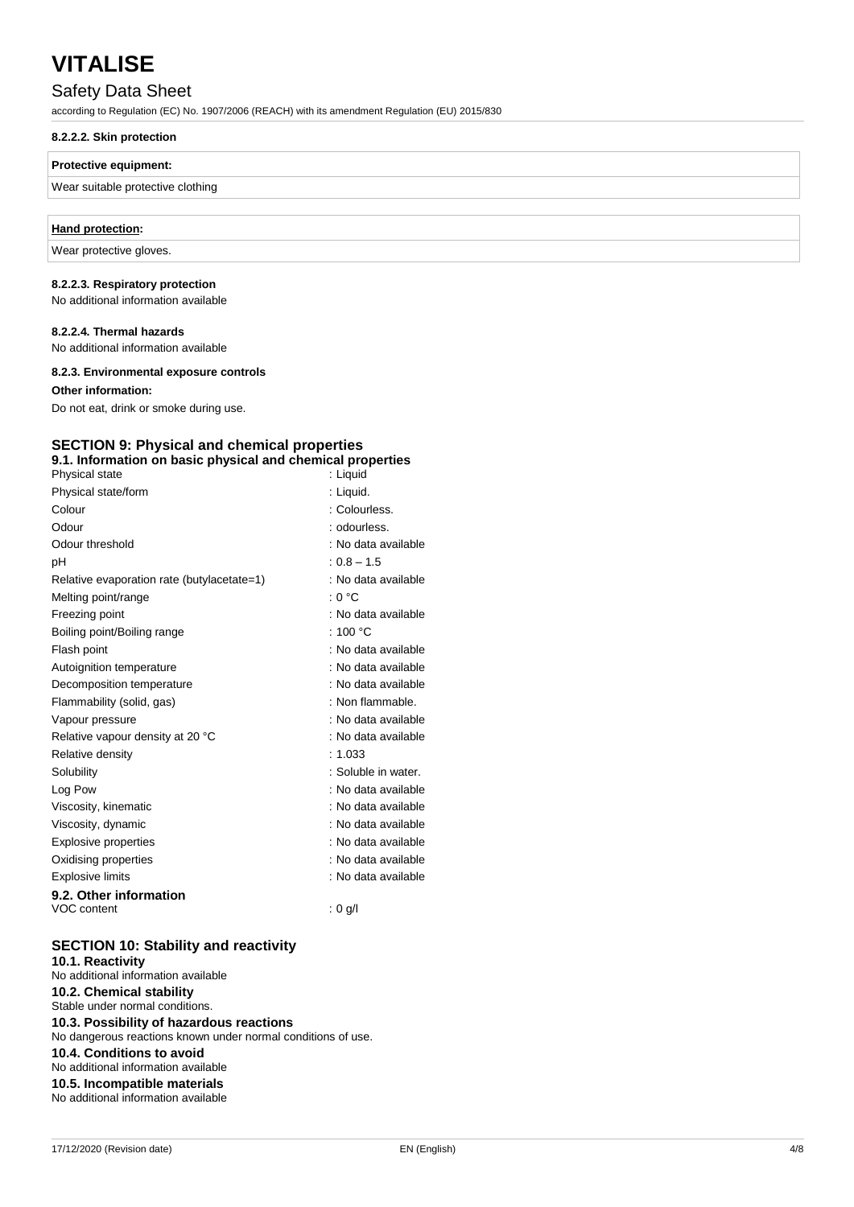#### 8.2.2.2. Skin protection

| Protective equipment: |
| --- |
| Wear suitable protective clothing |

| **Hand protection:** |
| --- |
| Wear protective gloves. |

#### 8.2.2.3. Respiratory protection

No additional information available

#### 8.2.2.4. Thermal hazards

No additional information available

#### 8.2.3. Environmental exposure controls

**Other information:**

Do not eat, drink or smoke during use.

## SECTION 9: Physical and chemical properties

### 9.1. Information on basic physical and chemical properties

| | |
| --- | --- |
| Physical state | : Liquid |
| Physical state/form | : Liquid. |
| Colour | : Colourless. |
| Odour | : odourless. |
| Odour threshold | : No data available |
| pH | : 0.8 – 1.5 |
| Relative evaporation rate (butylacetate=1) | : No data available |
| Melting point/range | : 0 °C |
| Freezing point | : No data available |
| Boiling point/Boiling range | : 100 °C |
| Flash point | : No data available |
| Autoignition temperature | : No data available |
| Decomposition temperature | : No data available |
| Flammability (solid, gas) | : Non flammable. |
| Vapour pressure | : No data available |
| Relative vapour density at 20 °C | : No data available |
| Relative density | : 1.033 |
| Solubility | : Soluble in water. |
| Log Pow | : No data available |
| Viscosity, kinematic | : No data available |
| Viscosity, dynamic | : No data available |
| Explosive properties | : No data available |
| Oxidising properties | : No data available |
| Explosive limits | : No data available |

### 9.2. Other information

| | |
| --- | --- |
| VOC content | : 0 g/l |

## SECTION 10: Stability and reactivity

### 10.1. Reactivity

No additional information available

### 10.2. Chemical stability

Stable under normal conditions.

### 10.3. Possibility of hazardous reactions

No dangerous reactions known under normal conditions of use.

### 10.4. Conditions to avoid

No additional information available

### 10.5. Incompatible materials

No additional information available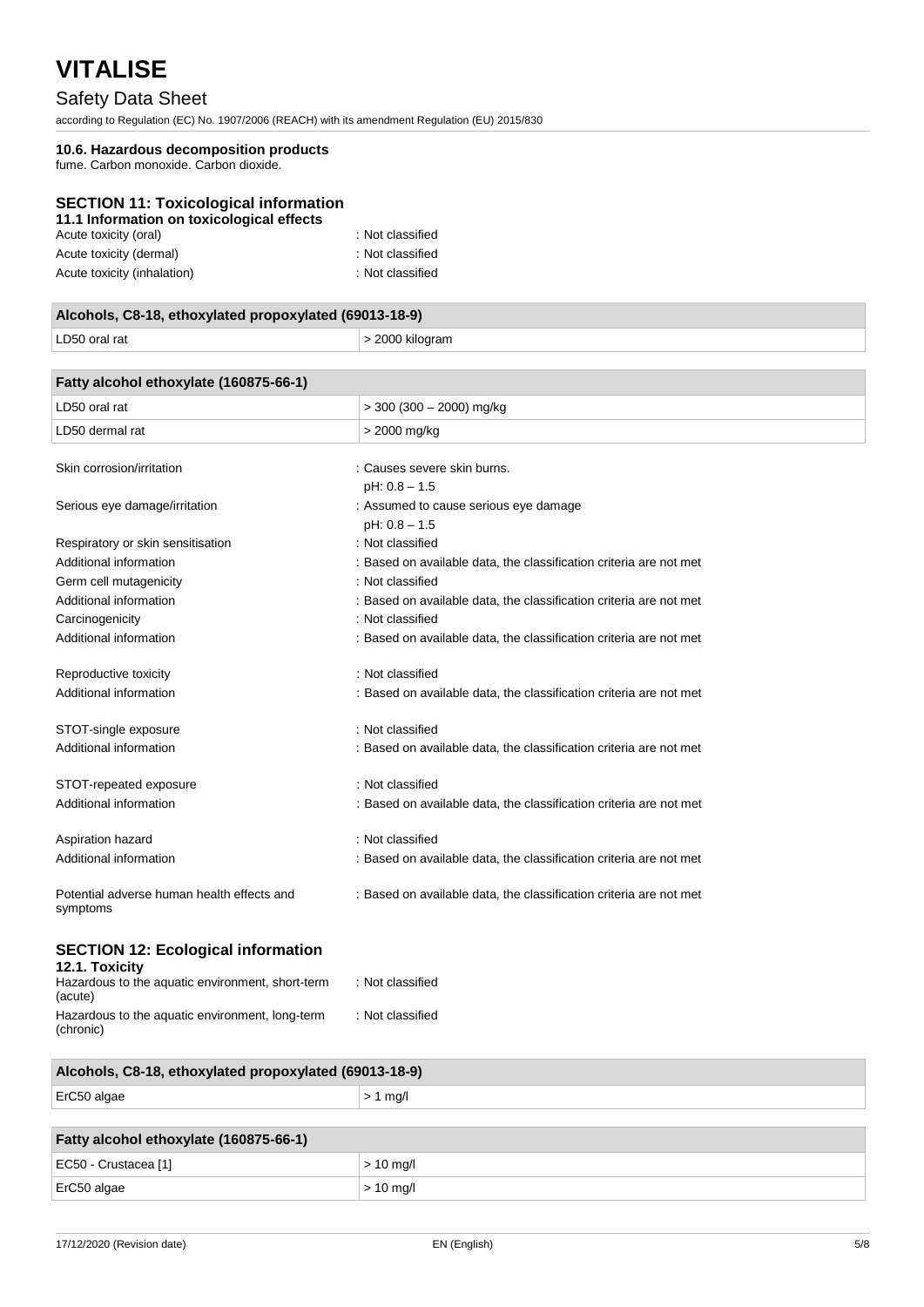### 10.6. Hazardous decomposition products

fume. Carbon monoxide. Carbon dioxide.

## SECTION 11: Toxicological information

### 11.1 Information on toxicological effects

Acute toxicity (oral) : Not classified

Acute toxicity (dermal) : Not classified

Acute toxicity (inhalation) : Not classified

| Alcohols, C8-18, ethoxylated propoxylated (69013-18-9) | |
|---|---|
| LD50 oral rat | > 2000 kilogram |

| Fatty alcohol ethoxylate (160875-66-1) | |
|---|---|
| LD50 oral rat | > 300 (300 – 2000) mg/kg |
| LD50 dermal rat | > 2000 mg/kg |

Skin corrosion/irritation : Causes severe skin burns.
pH: 0.8 – 1.5

Serious eye damage/irritation : Assumed to cause serious eye damage
pH: 0.8 – 1.5

Respiratory or skin sensitisation : Not classified

Additional information : Based on available data, the classification criteria are not met

Germ cell mutagenicity : Not classified

Additional information : Based on available data, the classification criteria are not met

Carcinogenicity : Not classified

Additional information : Based on available data, the classification criteria are not met

Reproductive toxicity : Not classified

Additional information : Based on available data, the classification criteria are not met

STOT-single exposure : Not classified

Additional information : Based on available data, the classification criteria are not met

STOT-repeated exposure : Not classified

Additional information : Based on available data, the classification criteria are not met

Aspiration hazard : Not classified

Additional information : Based on available data, the classification criteria are not met

Potential adverse human health effects and symptoms : Based on available data, the classification criteria are not met

## SECTION 12: Ecological information

### 12.1. Toxicity

Hazardous to the aquatic environment, short-term (acute) : Not classified

Hazardous to the aquatic environment, long-term (chronic) : Not classified

| Alcohols, C8-18, ethoxylated propoxylated (69013-18-9) | |
|---|---|
| ErC50 algae | > 1 mg/l |

| Fatty alcohol ethoxylate (160875-66-1) | |
|---|---|
| EC50 - Crustacea [1] | > 10 mg/l |
| ErC50 algae | > 10 mg/l |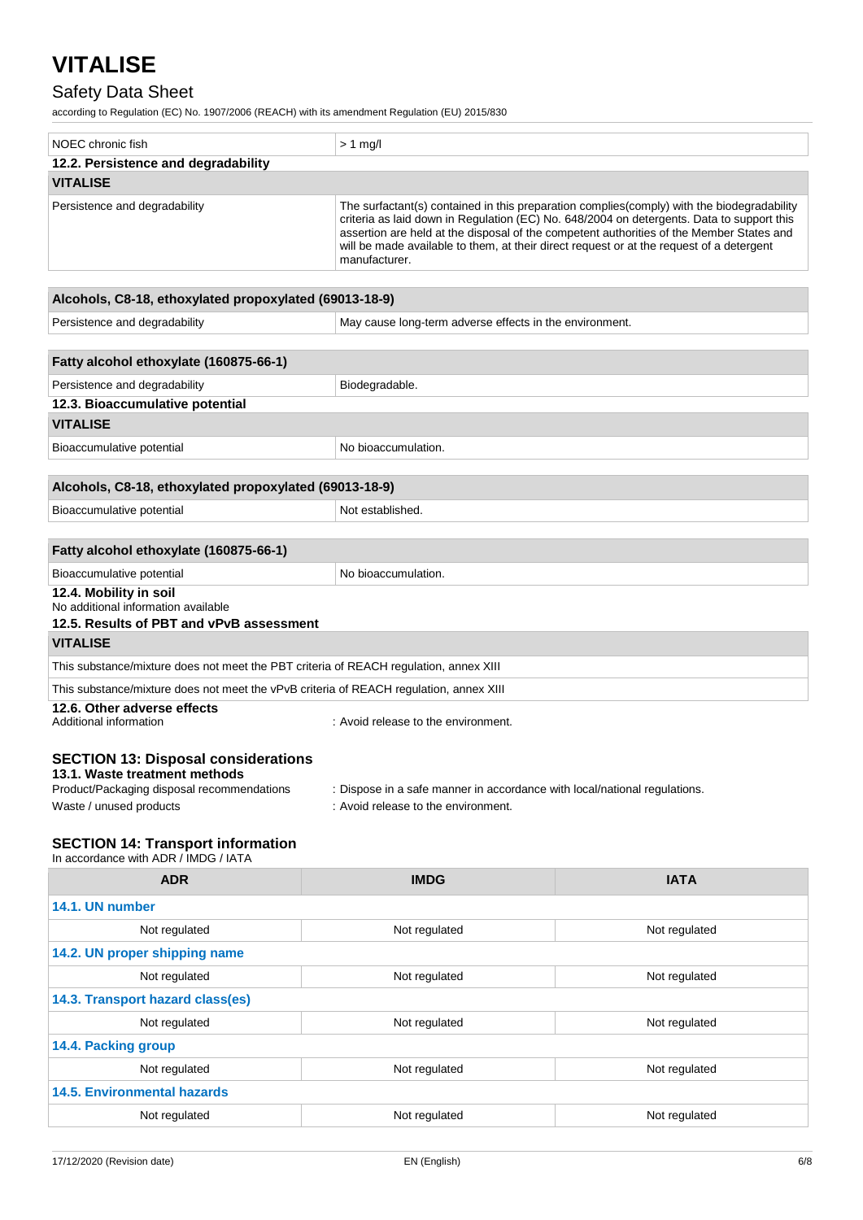| NOEC chronic fish | > 1 mg/l |
|---|---|

### 12.2. Persistence and degradability

| VITALISE | |
|---|---|
| Persistence and degradability | The surfactant(s) contained in this preparation complies(comply) with the biodegradability criteria as laid down in Regulation (EC) No. 648/2004 on detergents. Data to support this assertion are held at the disposal of the competent authorities of the Member States and will be made available to them, at their direct request or at the request of a detergent manufacturer. |

| Alcohols, C8-18, ethoxylated propoxylated (69013-18-9) | |
|---|---|
| Persistence and degradability | May cause long-term adverse effects in the environment. |

| Fatty alcohol ethoxylate (160875-66-1) | |
|---|---|
| Persistence and degradability | Biodegradable. |

### 12.3. Bioaccumulative potential

| VITALISE | |
|---|---|
| Bioaccumulative potential | No bioaccumulation. |

| Alcohols, C8-18, ethoxylated propoxylated (69013-18-9) | |
|---|---|
| Bioaccumulative potential | Not established. |

| Fatty alcohol ethoxylate (160875-66-1) | |
|---|---|
| Bioaccumulative potential | No bioaccumulation. |

### 12.4. Mobility in soil

No additional information available

### 12.5. Results of PBT and vPvB assessment

| VITALISE |
|---|
| This substance/mixture does not meet the PBT criteria of REACH regulation, annex XIII |
| This substance/mixture does not meet the vPvB criteria of REACH regulation, annex XIII |

### 12.6. Other adverse effects

Additional information : Avoid release to the environment.

## SECTION 13: Disposal considerations

### 13.1. Waste treatment methods

Product/Packaging disposal recommendations : Dispose in a safe manner in accordance with local/national regulations.

Waste / unused products : Avoid release to the environment.

## SECTION 14: Transport information

In accordance with ADR / IMDG / IATA

| ADR | IMDG | IATA |
|---|---|---|
| **14.1. UN number** | | |
| Not regulated | Not regulated | Not regulated |
| **14.2. UN proper shipping name** | | |
| Not regulated | Not regulated | Not regulated |
| **14.3. Transport hazard class(es)** | | |
| Not regulated | Not regulated | Not regulated |
| **14.4. Packing group** | | |
| Not regulated | Not regulated | Not regulated |
| **14.5. Environmental hazards** | | |
| Not regulated | Not regulated | Not regulated |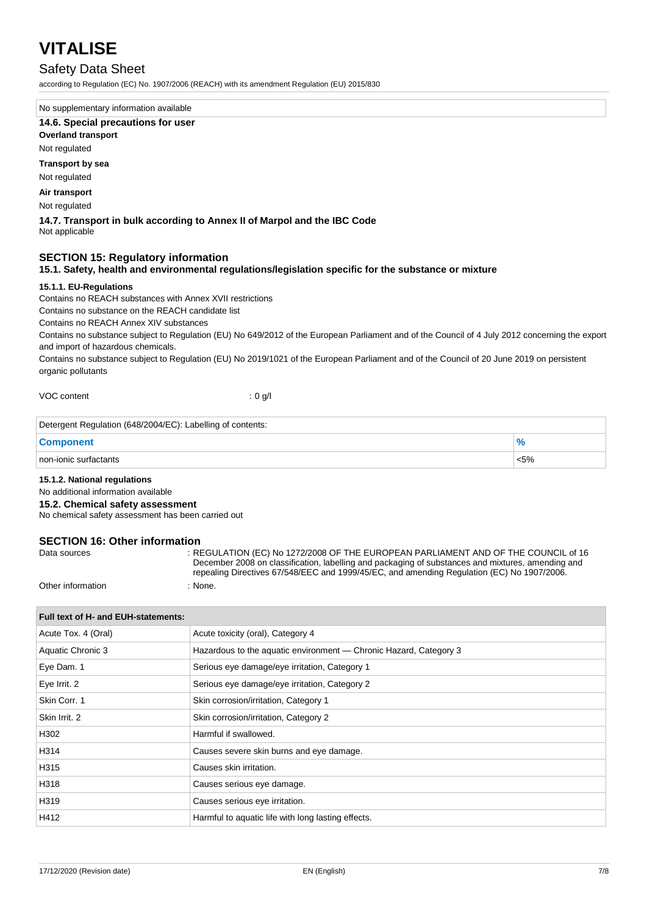No supplementary information available

### 14.6. Special precautions for user

**Overland transport**

Not regulated

**Transport by sea**

Not regulated

**Air transport**

Not regulated

### 14.7. Transport in bulk according to Annex II of Marpol and the IBC Code

Not applicable

## SECTION 15: Regulatory information

### 15.1. Safety, health and environmental regulations/legislation specific for the substance or mixture

#### 15.1.1. EU-Regulations

Contains no REACH substances with Annex XVII restrictions

Contains no substance on the REACH candidate list

Contains no REACH Annex XIV substances

Contains no substance subject to Regulation (EU) No 649/2012 of the European Parliament and of the Council of 4 July 2012 concerning the export and import of hazardous chemicals.

Contains no substance subject to Regulation (EU) No 2019/1021 of the European Parliament and of the Council of 20 June 2019 on persistent organic pollutants

VOC content : 0 g/l

| Detergent Regulation (648/2004/EC): Labelling of contents: | |
|---|---|
| **Component** | **%** |
| non-ionic surfactants | <5% |

#### 15.1.2. National regulations

No additional information available

### 15.2. Chemical safety assessment

No chemical safety assessment has been carried out

## SECTION 16: Other information

Data sources : REGULATION (EC) No 1272/2008 OF THE EUROPEAN PARLIAMENT AND OF THE COUNCIL of 16 December 2008 on classification, labelling and packaging of substances and mixtures, amending and repealing Directives 67/548/EEC and 1999/45/EC, and amending Regulation (EC) No 1907/2006.

Other information : None.

| Full text of H- and EUH-statements: | |
|---|---|
| Acute Tox. 4 (Oral) | Acute toxicity (oral), Category 4 |
| Aquatic Chronic 3 | Hazardous to the aquatic environment — Chronic Hazard, Category 3 |
| Eye Dam. 1 | Serious eye damage/eye irritation, Category 1 |
| Eye Irrit. 2 | Serious eye damage/eye irritation, Category 2 |
| Skin Corr. 1 | Skin corrosion/irritation, Category 1 |
| Skin Irrit. 2 | Skin corrosion/irritation, Category 2 |
| H302 | Harmful if swallowed. |
| H314 | Causes severe skin burns and eye damage. |
| H315 | Causes skin irritation. |
| H318 | Causes serious eye damage. |
| H319 | Causes serious eye irritation. |
| H412 | Harmful to aquatic life with long lasting effects. |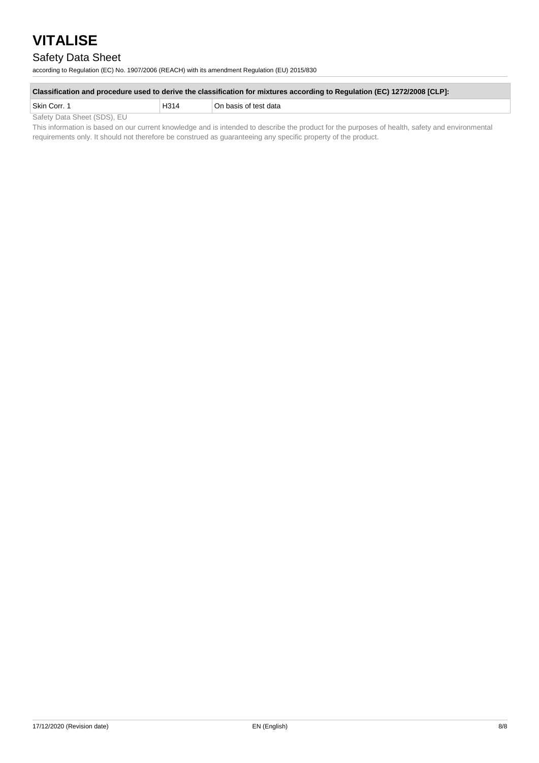| Classification and procedure used to derive the classification for mixtures according to Regulation (EC) 1272/2008 [CLP]: | | |
|---|---|---|
| Skin Corr. 1 | H314 | On basis of test data |

Safety Data Sheet (SDS), EU

This information is based on our current knowledge and is intended to describe the product for the purposes of health, safety and environmental requirements only. It should not therefore be construed as guaranteeing any specific property of the product.